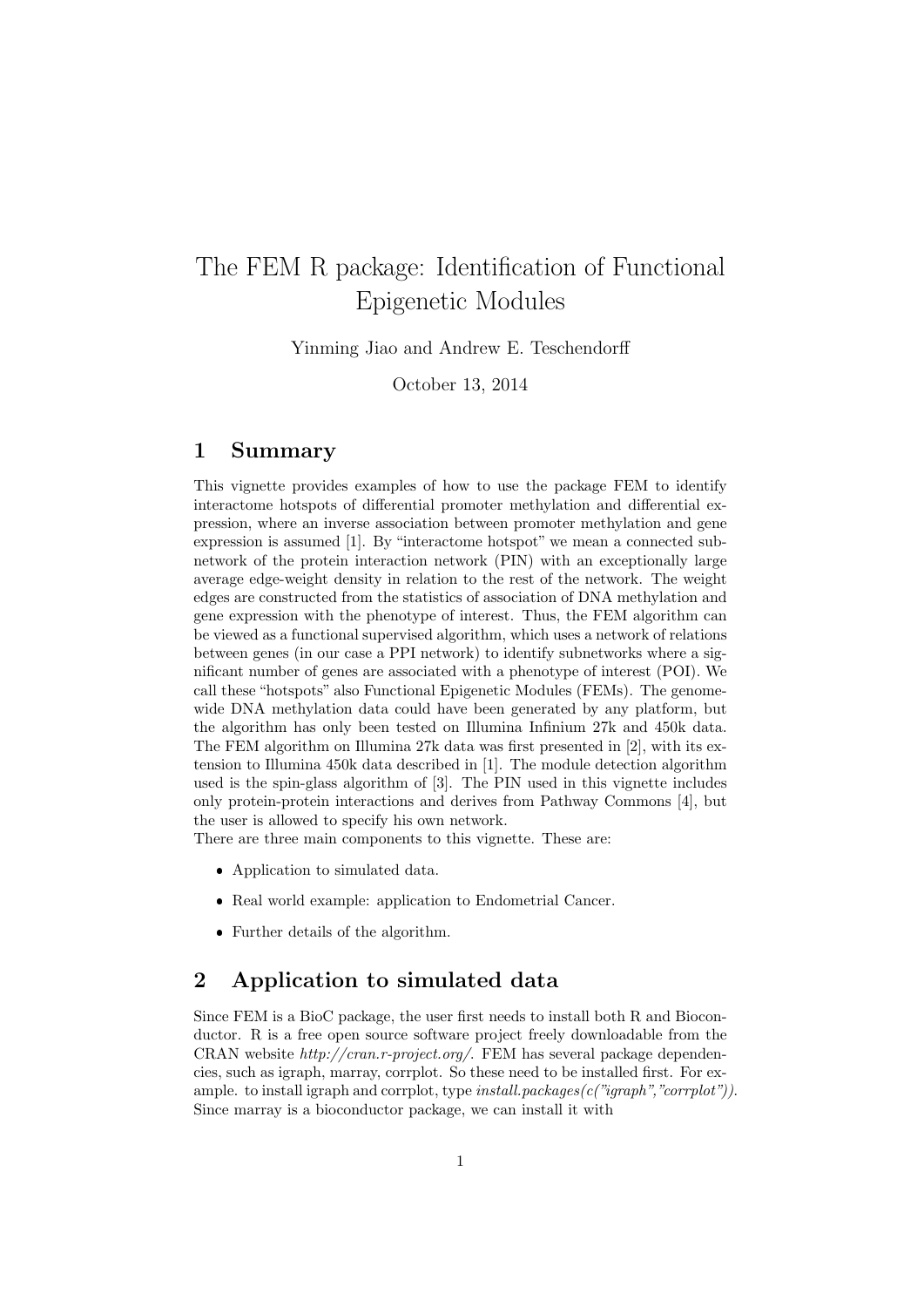# The FEM R package: Identification of Functional Epigenetic Modules

Yinming Jiao and Andrew E. Teschendorff

October 13, 2014

## 1 Summary

This vignette provides examples of how to use the package FEM to identify interactome hotspots of differential promoter methylation and differential expression, where an inverse association between promoter methylation and gene expression is assumed [1]. By "interactome hotspot" we mean a connected subnetwork of the protein interaction network (PIN) with an exceptionally large average edge-weight density in relation to the rest of the network. The weight edges are constructed from the statistics of association of DNA methylation and gene expression with the phenotype of interest. Thus, the FEM algorithm can be viewed as a functional supervised algorithm, which uses a network of relations between genes (in our case a PPI network) to identify subnetworks where a significant number of genes are associated with a phenotype of interest (POI). We call these "hotspots" also Functional Epigenetic Modules (FEMs). The genome-wide DNA methylation data could have been generated by any platform, but the algorithm has only been tested on Illumina Infinium 27k and 450k data. The FEM algorithm on Illumina 27k data was first presented in [2], with its extension to Illumina 450k data described in [1]. The module detection algorithm used is the spin-glass algorithm of [3]. The PIN used in this vignette includes only protein-protein interactions and derives from Pathway Commons [4], but the user is allowed to specify his own network.

There are three main components to this vignette. These are:

- Application to simulated data.
- Real world example: application to Endometrial Cancer.
- Further details of the algorithm.

## 2 Application to simulated data

Since FEM is a BioC package, the user first needs to install both R and Bioconductor. R is a free open source software project freely downloadable from the CRAN website *http://cran.r-project.org/*. FEM has several package dependencies, such as igraph, marray, corrplot. So these need to be installed first. For example. to install igraph and corrplot, type *install.packages(c("igraph","corrplot"))*. Since marray is a bioconductor package, we can install it with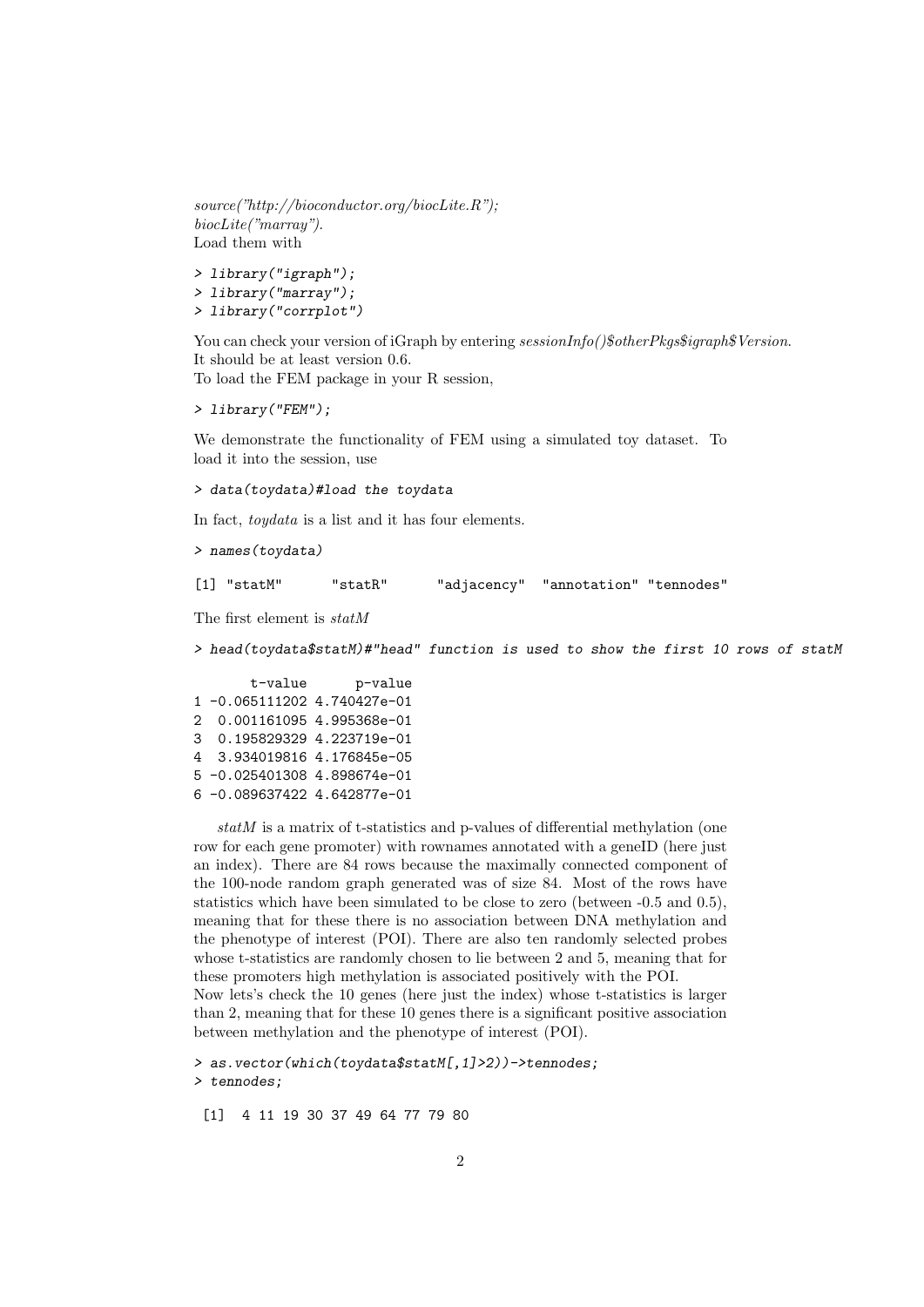*source("http://bioconductor.org/biocLite.R"); biocLite("marray").*
Load them with

```
> library("igraph");
> library("marray");
> library("corrplot")
```

You can check your version of iGraph by entering *sessionInfo()$otherPkgs$igraph$Version*. It should be at least version 0.6.
To load the FEM package in your R session,

```
> library("FEM");
```

We demonstrate the functionality of FEM using a simulated toy dataset. To load it into the session, use

```
> data(toydata)#load the toydata
```

In fact, *toydata* is a list and it has four elements.

```
> names(toydata)

[1] "statM"      "statR"      "adjacency"  "annotation" "tennodes"
```

The first element is *statM*

```
> head(toydata$statM)#"head" function is used to show the first 10 rows of statM

      t-value      p-value
1 -0.065111202 4.740427e-01
2  0.001161095 4.995368e-01
3  0.195829329 4.223719e-01
4  3.934019816 4.176845e-05
5 -0.025401308 4.898674e-01
6 -0.089637422 4.642877e-01
```

*statM* is a matrix of t-statistics and p-values of differential methylation (one row for each gene promoter) with rownames annotated with a geneID (here just an index). There are 84 rows because the maximally connected component of the 100-node random graph generated was of size 84. Most of the rows have statistics which have been simulated to be close to zero (between -0.5 and 0.5), meaning that for these there is no association between DNA methylation and the phenotype of interest (POI). There are also ten randomly selected probes whose t-statistics are randomly chosen to lie between 2 and 5, meaning that for these promoters high methylation is associated positively with the POI.
Now lets's check the 10 genes (here just the index) whose t-statistics is larger than 2, meaning that for these 10 genes there is a significant positive association between methylation and the phenotype of interest (POI).

```
> as.vector(which(toydata$statM[,1]>2))->tennodes;
> tennodes;

 [1]  4 11 19 30 37 49 64 77 79 80
```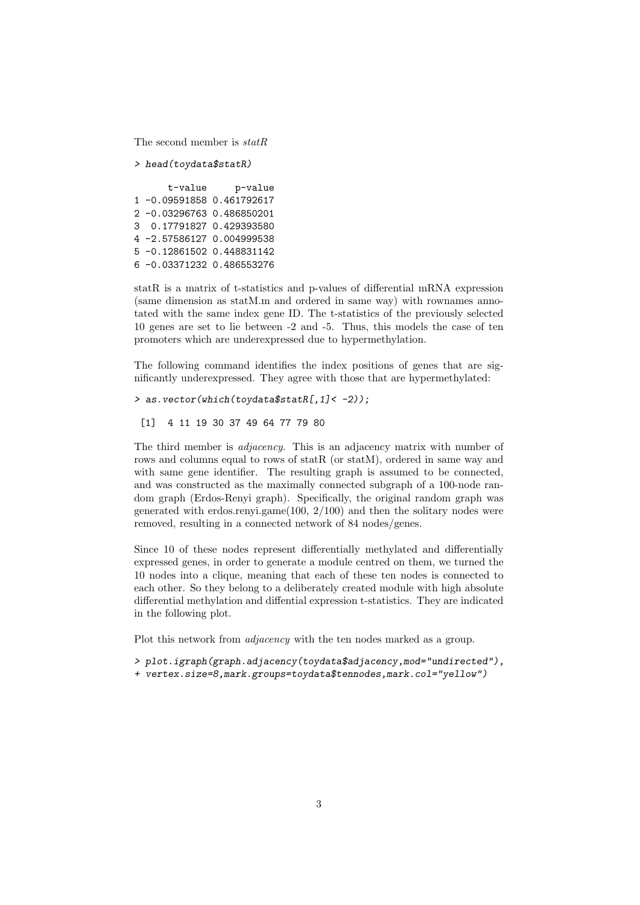The second member is *statR*

```
> head(toydata$statR)
```

```
      t-value     p-value
1 -0.09591858 0.461792617
2 -0.03296763 0.486850201
3  0.17791827 0.429393580
4 -2.57586127 0.004999538
5 -0.12861502 0.448831142
6 -0.03371232 0.486553276
```

statR is a matrix of t-statistics and p-values of differential mRNA expression (same dimension as statM.m and ordered in same way) with rownames annotated with the same index gene ID. The t-statistics of the previously selected 10 genes are set to lie between -2 and -5. Thus, this models the case of ten promoters which are underexpressed due to hypermethylation.

The following command identifies the index positions of genes that are significantly underexpressed. They agree with those that are hypermethylated:

```
> as.vector(which(toydata$statR[,1]< -2));
```

```
 [1]  4 11 19 30 37 49 64 77 79 80
```

The third member is *adjacency*. This is an adjacency matrix with number of rows and columns equal to rows of statR (or statM), ordered in same way and with same gene identifier. The resulting graph is assumed to be connected, and was constructed as the maximally connected subgraph of a 100-node random graph (Erdos-Renyi graph). Specifically, the original random graph was generated with erdos.renyi.game(100, 2/100) and then the solitary nodes were removed, resulting in a connected network of 84 nodes/genes.

Since 10 of these nodes represent differentially methylated and differentially expressed genes, in order to generate a module centred on them, we turned the 10 nodes into a clique, meaning that each of these ten nodes is connected to each other. So they belong to a deliberately created module with high absolute differential methylation and diffential expression t-statistics. They are indicated in the following plot.

Plot this network from *adjacency* with the ten nodes marked as a group.

```
> plot.igraph(graph.adjacency(toydata$adjacency,mod="undirected"),
+ vertex.size=8,mark.groups=toydata$tennodes,mark.col="yellow")
```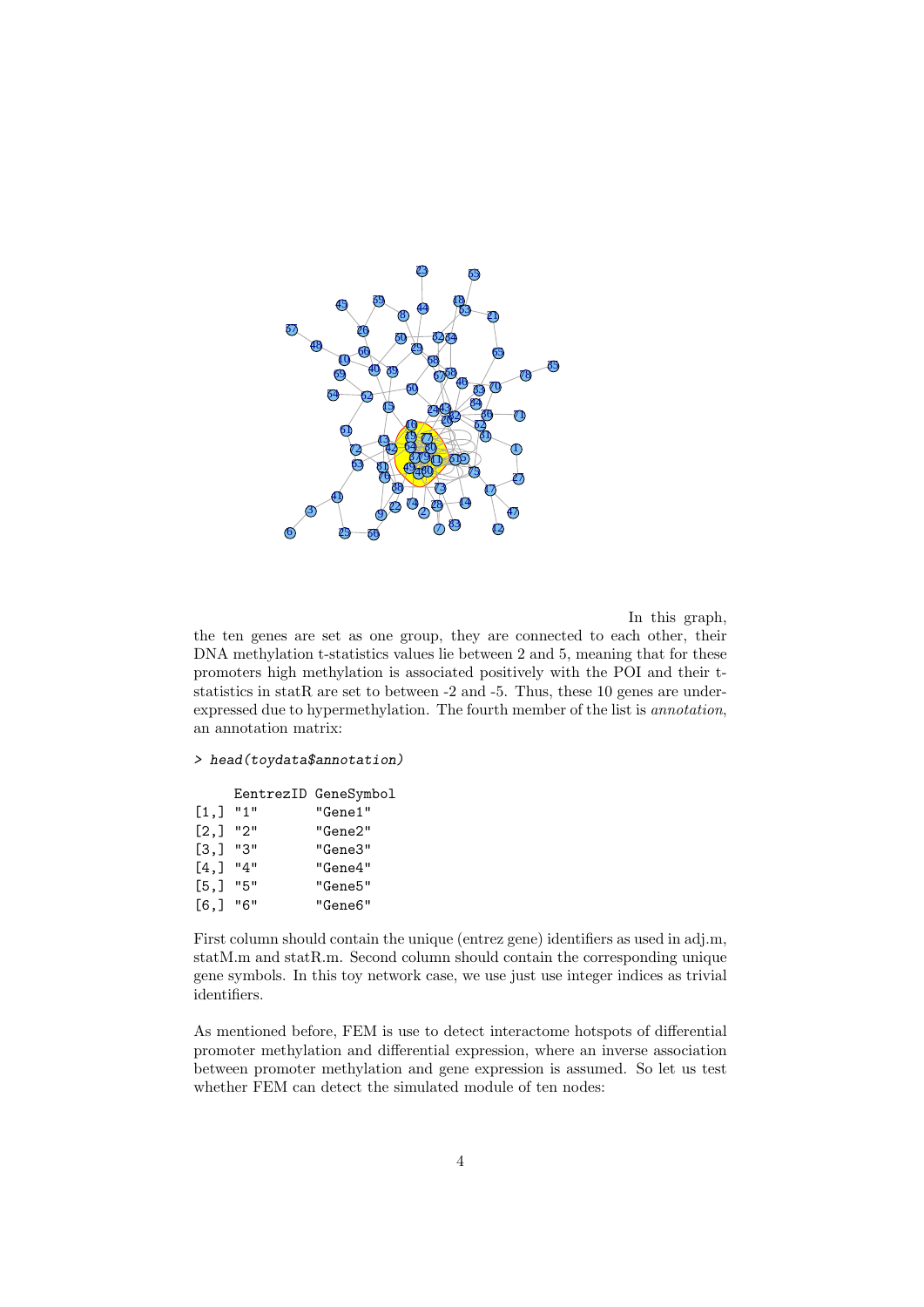In this graph, the ten genes are set as one group, they are connected to each other, their DNA methylation t-statistics values lie between 2 and 5, meaning that for these promoters high methylation is associated positively with the POI and their t-statistics in statR are set to between -2 and -5. Thus, these 10 genes are under-expressed due to hypermethylation. The fourth member of the list is *annotation*, an annotation matrix:

```
> head(toydata$annotation)

     EntrezID GeneSymbol
[1,] "1"      "Gene1"
[2,] "2"      "Gene2"
[3,] "3"      "Gene3"
[4,] "4"      "Gene4"
[5,] "5"      "Gene5"
[6,] "6"      "Gene6"
```

First column should contain the unique (entrez gene) identifiers as used in adj.m, statM.m and statR.m. Second column should contain the corresponding unique gene symbols. In this toy network case, we use just use integer indices as trivial identifiers.

As mentioned before, FEM is use to detect interactome hotspots of differential promoter methylation and differential expression, where an inverse association between promoter methylation and gene expression is assumed. So let us test whether FEM can detect the simulated module of ten nodes: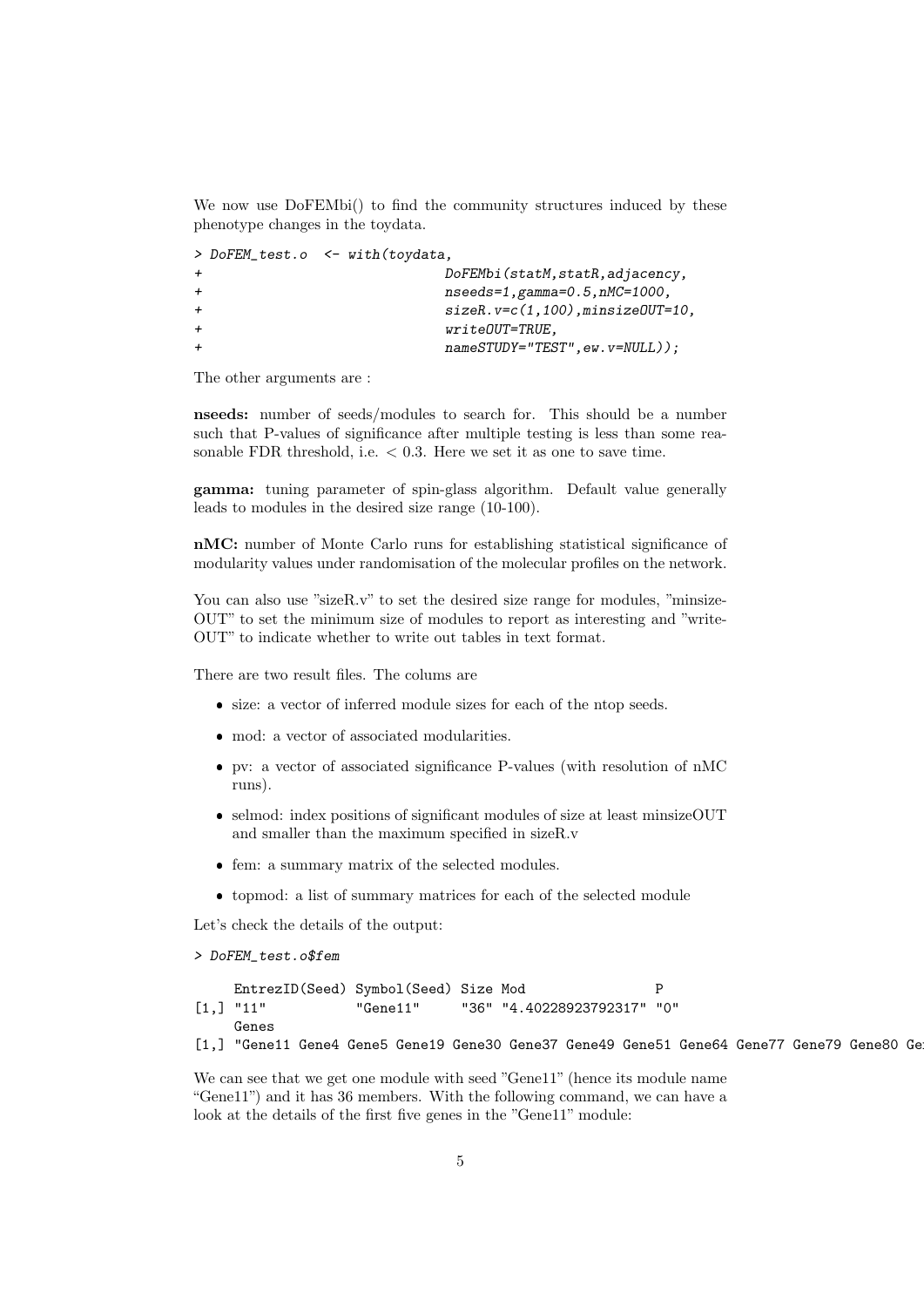We now use DoFEMbi() to find the community structures induced by these phenotype changes in the toydata.

```
> DoFEM_test.o  <- with(toydata,
+                               DoFEMbi(statM,statR,adjacency,
+                               nseeds=1,gamma=0.5,nMC=1000,
+                               sizeR.v=c(1,100),minsizeOUT=10,
+                               writeOUT=TRUE,
+                               nameSTUDY="TEST",ew.v=NULL));
```

The other arguments are :

**nseeds:** number of seeds/modules to search for. This should be a number such that P-values of significance after multiple testing is less than some reasonable FDR threshold, i.e. < 0.3. Here we set it as one to save time.

**gamma:** tuning parameter of spin-glass algorithm. Default value generally leads to modules in the desired size range (10-100).

**nMC:** number of Monte Carlo runs for establishing statistical significance of modularity values under randomisation of the molecular profiles on the network.

You can also use "sizeR.v" to set the desired size range for modules, "minsizeOUT" to set the minimum size of modules to report as interesting and "writeOUT" to indicate whether to write out tables in text format.

There are two result files. The colums are

- size: a vector of inferred module sizes for each of the ntop seeds.
- mod: a vector of associated modularities.
- pv: a vector of associated significance P-values (with resolution of nMC runs).
- selmod: index positions of significant modules of size at least minsizeOUT and smaller than the maximum specified in sizeR.v
- fem: a summary matrix of the selected modules.
- topmod: a list of summary matrices for each of the selected module

Let's check the details of the output:

```
> DoFEM_test.o$fem

     EntrezID(Seed) Symbol(Seed) Size Mod                P
[1,] "11"           "Gene11"     "36" "4.40228923792317" "0"
     Genes
[1,] "Gene11 Gene4 Gene5 Gene19 Gene30 Gene37 Gene49 Gene51 Gene64 Gene77 Gene79 Gene80 Ge
```

We can see that we get one module with seed "Gene11" (hence its module name "Gene11") and it has 36 members. With the following command, we can have a look at the details of the first five genes in the "Gene11" module: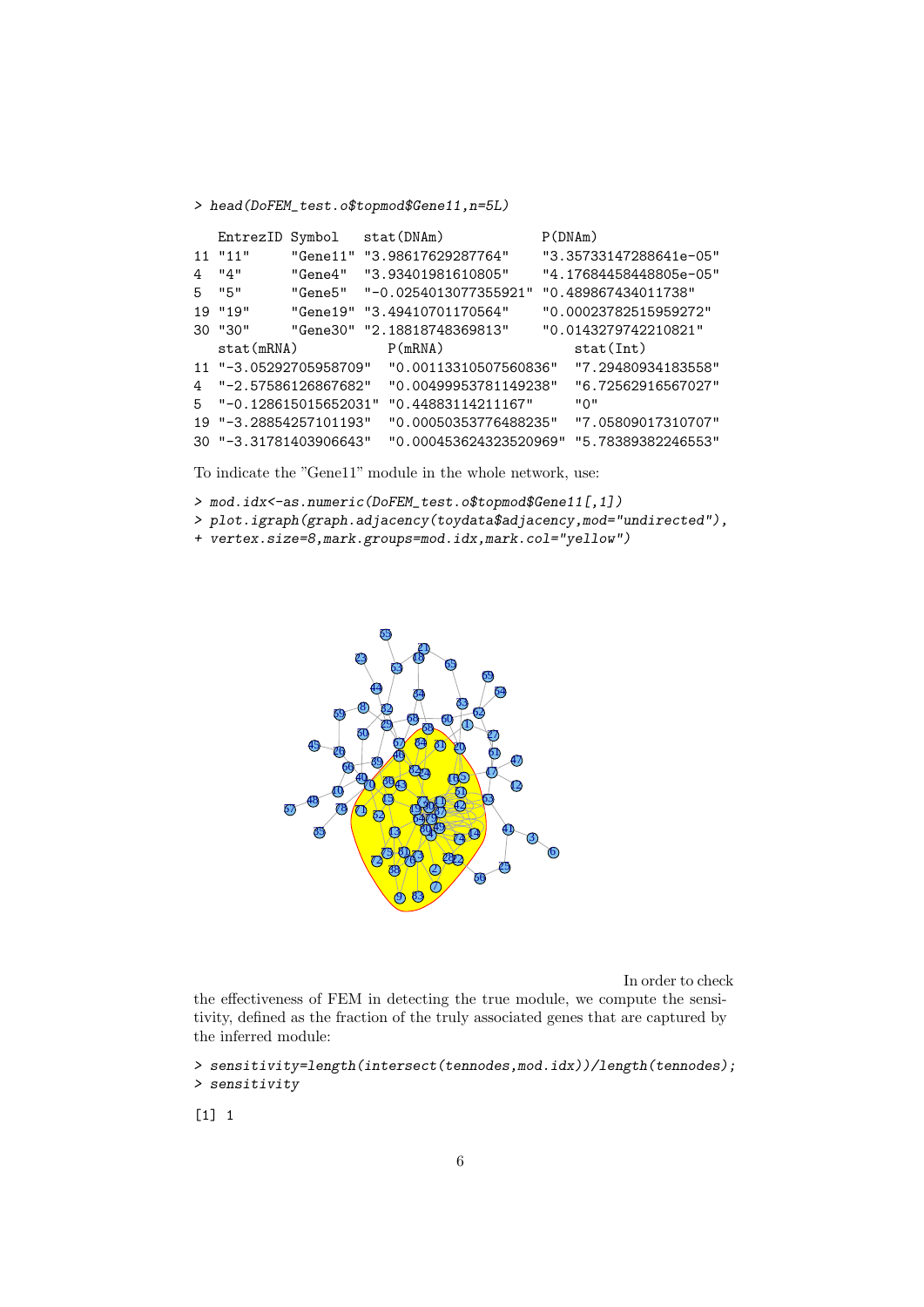```
> head(DoFEM_test.o$topmod$Gene11,n=5L)

   EntrezID Symbol   stat(DNAm)            P(DNAm)
11 "11"     "Gene11" "3.98617629287764"    "3.35733147288641e-05"
4  "4"      "Gene4"  "3.93401981610805"    "4.17684458448805e-05"
5  "5"      "Gene5"  "-0.0254013077355921" "0.489867434011738"
19 "19"     "Gene19" "3.49410701170564"    "0.00023782515959272"
30 "30"     "Gene30" "2.18818748369813"    "0.0143279742210821"
   stat(mRNA)           P(mRNA)               stat(Int)
11 "-3.05292705958709"  "0.00113310507560836"  "7.29480934183558"
4  "-2.57586126867682"  "0.00499953781149238"  "6.72562916567027"
5  "-0.128615015652031" "0.44883114211167"     "0"
19 "-3.28854257101193"  "0.000503537764882335" "7.05809017310707"
30 "-3.31781403906643"  "0.000453624323520969" "5.78389382246553"
```

To indicate the "Gene11" module in the whole network, use:

```
> mod.idx<-as.numeric(DoFEM_test.o$topmod$Gene11[,1])
> plot.igraph(graph.adjacency(toydata$adjacency,mod="undirected"),
+ vertex.size=8,mark.groups=mod.idx,mark.col="yellow")
```

In order to check the effectiveness of FEM in detecting the true module, we compute the sensitivity, defined as the fraction of the truly associated genes that are captured by the inferred module:

```
> sensitivity=length(intersect(tennodes,mod.idx))/length(tennodes);
> sensitivity

[1] 1
```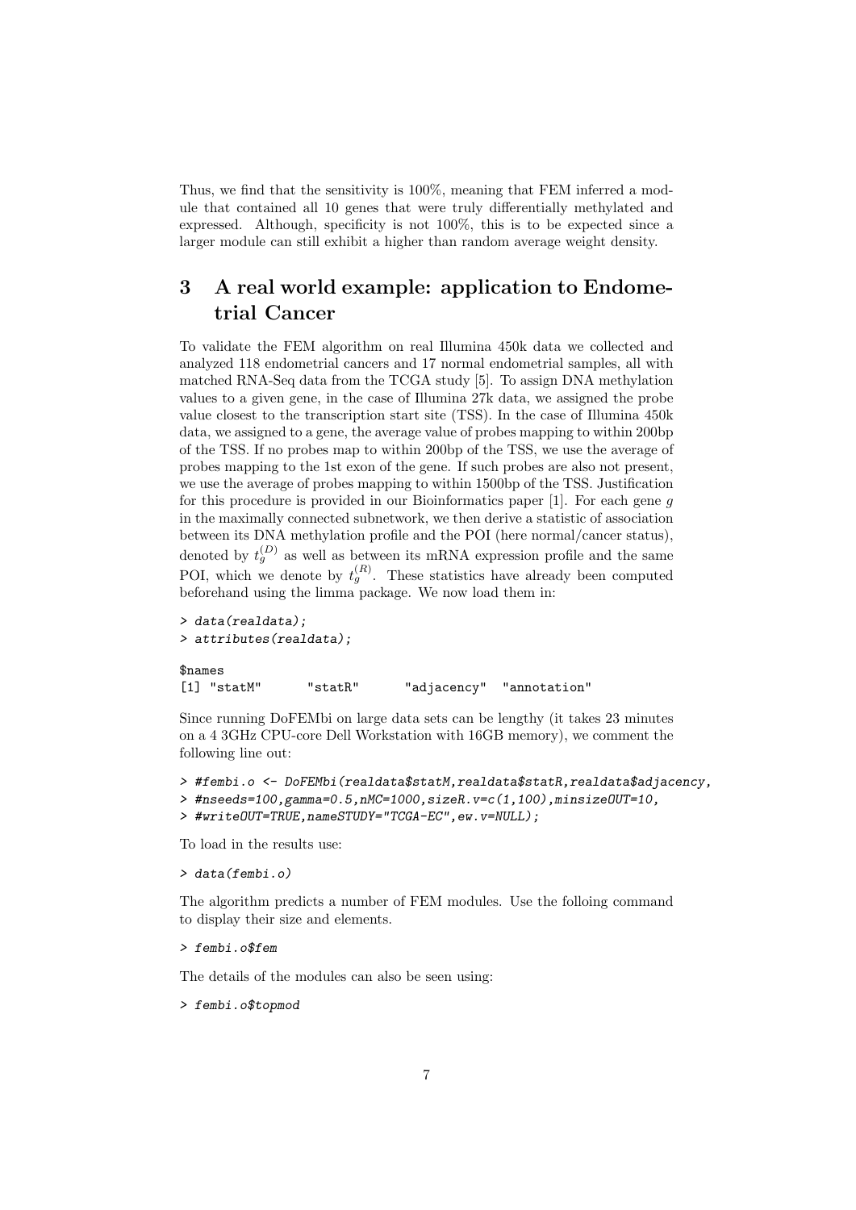Thus, we find that the sensitivity is 100%, meaning that FEM inferred a module that contained all 10 genes that were truly differentially methylated and expressed. Although, specificity is not 100%, this is to be expected since a larger module can still exhibit a higher than random average weight density.

# 3 A real world example: application to Endometrial Cancer

To validate the FEM algorithm on real Illumina 450k data we collected and analyzed 118 endometrial cancers and 17 normal endometrial samples, all with matched RNA-Seq data from the TCGA study [5]. To assign DNA methylation values to a given gene, in the case of Illumina 27k data, we assigned the probe value closest to the transcription start site (TSS). In the case of Illumina 450k data, we assigned to a gene, the average value of probes mapping to within 200bp of the TSS. If no probes map to within 200bp of the TSS, we use the average of probes mapping to the 1st exon of the gene. If such probes are also not present, we use the average of probes mapping to within 1500bp of the TSS. Justification for this procedure is provided in our Bioinformatics paper [1]. For each gene $g$ in the maximally connected subnetwork, we then derive a statistic of association between its DNA methylation profile and the POI (here normal/cancer status), denoted by $t_g^{(D)}$ as well as between its mRNA expression profile and the same POI, which we denote by $t_g^{(R)}$. These statistics have already been computed beforehand using the limma package. We now load them in:

```
> data(realdata);
> attributes(realdata);

$names
[1] "statM"      "statR"      "adjacency"  "annotation"
```

Since running DoFEMbi on large data sets can be lengthy (it takes 23 minutes on a 4 3GHz CPU-core Dell Workstation with 16GB memory), we comment the following line out:

```
> #fembi.o <- DoFEMbi(realdata$statM,realdata$statR,realdata$adjacency,
> #nseeds=100,gamma=0.5,nMC=1000,sizeR.v=c(1,100),minsizeOUT=10,
> #writeOUT=TRUE,nameSTUDY="TCGA-EC",ew.v=NULL);
```

To load in the results use:

```
> data(fembi.o)
```

The algorithm predicts a number of FEM modules. Use the folloing command to display their size and elements.

```
> fembi.o$fem
```

The details of the modules can also be seen using:

```
> fembi.o$topmod
```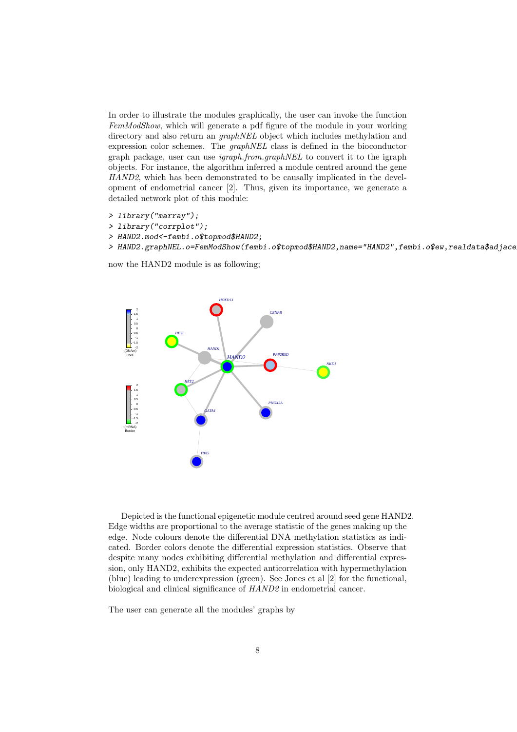In order to illustrate the modules graphically, the user can invoke the function *FemModShow*, which will generate a pdf figure of the module in your working directory and also return an *graphNEL* object which includes methylation and expression color schemes. The *graphNEL* class is defined in the bioconductor graph package, user can use *igraph.from.graphNEL* to convert it to the igraph objects. For instance, the algorithm inferred a module centred around the gene *HAND2*, which has been demonstrated to be causally implicated in the development of endometrial cancer [2]. Thus, given its importance, we generate a detailed network plot of this module:

```
> library("marray");
> library("corrplot");
> HAND2.mod<-fembi.o$topmod$HAND2;
> HAND2.graphNEL.o=FemModShow(fembi.o$topmod$HAND2,name="HAND2",fembi.o$ew,realdata$adjace
```

now the HAND2 module is as following;

Depicted is the functional epigenetic module centred around seed gene HAND2. Edge widths are proportional to the average statistic of the genes making up the edge. Node colours denote the differential DNA methylation statistics as indicated. Border colors denote the differential expression statistics. Observe that despite many nodes exhibiting differential methylation and differential expression, only HAND2, exhibits the expected anticorrelation with hypermethylation (blue) leading to underexpression (green). See Jones et al [2] for the functional, biological and clinical significance of *HAND2* in endometrial cancer.

The user can generate all the modules' graphs by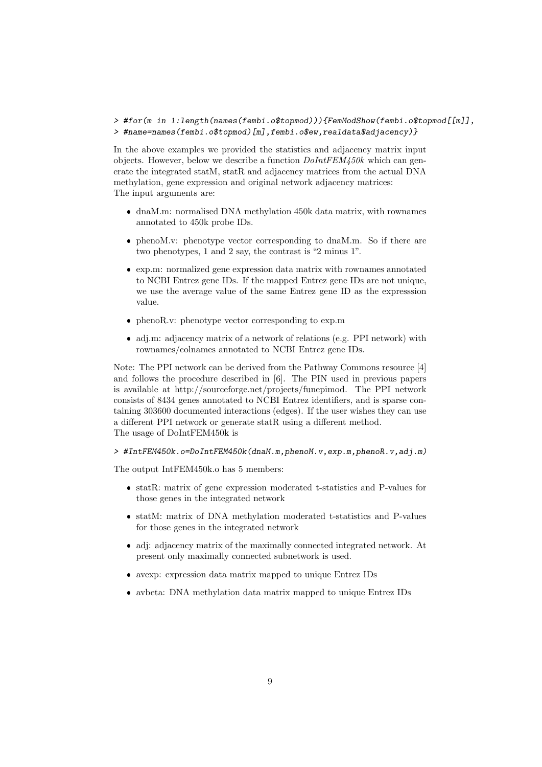```
> #for(m in 1:length(names(fembi.o$topmod))){FemModShow(fembi.o$topmod[[m]],
> #name=names(fembi.o$topmod)[m],fembi.o$ew,realdata$adjacency)}
```

In the above examples we provided the statistics and adjacency matrix input objects. However, below we describe a function *DoIntFEM450k* which can generate the integrated statM, statR and adjacency matrices from the actual DNA methylation, gene expression and original network adjacency matrices:
The input arguments are:

- dnaM.m: normalised DNA methylation 450k data matrix, with rownames annotated to 450k probe IDs.
- phenoM.v: phenotype vector corresponding to dnaM.m. So if there are two phenotypes, 1 and 2 say, the contrast is "2 minus 1".
- exp.m: normalized gene expression data matrix with rownames annotated to NCBI Entrez gene IDs. If the mapped Entrez gene IDs are not unique, we use the average value of the same Entrez gene ID as the expresssion value.
- phenoR.v: phenotype vector corresponding to exp.m
- adj.m: adjacency matrix of a network of relations (e.g. PPI network) with rownames/colnames annotated to NCBI Entrez gene IDs.

Note: The PPI network can be derived from the Pathway Commons resource [4] and follows the procedure described in [6]. The PIN used in previous papers is available at http://sourceforge.net/projects/funepimod. The PPI network consists of 8434 genes annotated to NCBI Entrez identifiers, and is sparse containing 303600 documented interactions (edges). If the user wishes they can use a different PPI network or generate statR using a different method.
The usage of DoIntFEM450k is

```
> #IntFEM450k.o=DoIntFEM450k(dnaM.m,phenoM.v,exp.m,phenoR.v,adj.m)
```

The output IntFEM450k.o has 5 members:

- statR: matrix of gene expression moderated t-statistics and P-values for those genes in the integrated network
- statM: matrix of DNA methylation moderated t-statistics and P-values for those genes in the integrated network
- adj: adjacency matrix of the maximally connected integrated network. At present only maximally connected subnetwork is used.
- avexp: expression data matrix mapped to unique Entrez IDs
- avbeta: DNA methylation data matrix mapped to unique Entrez IDs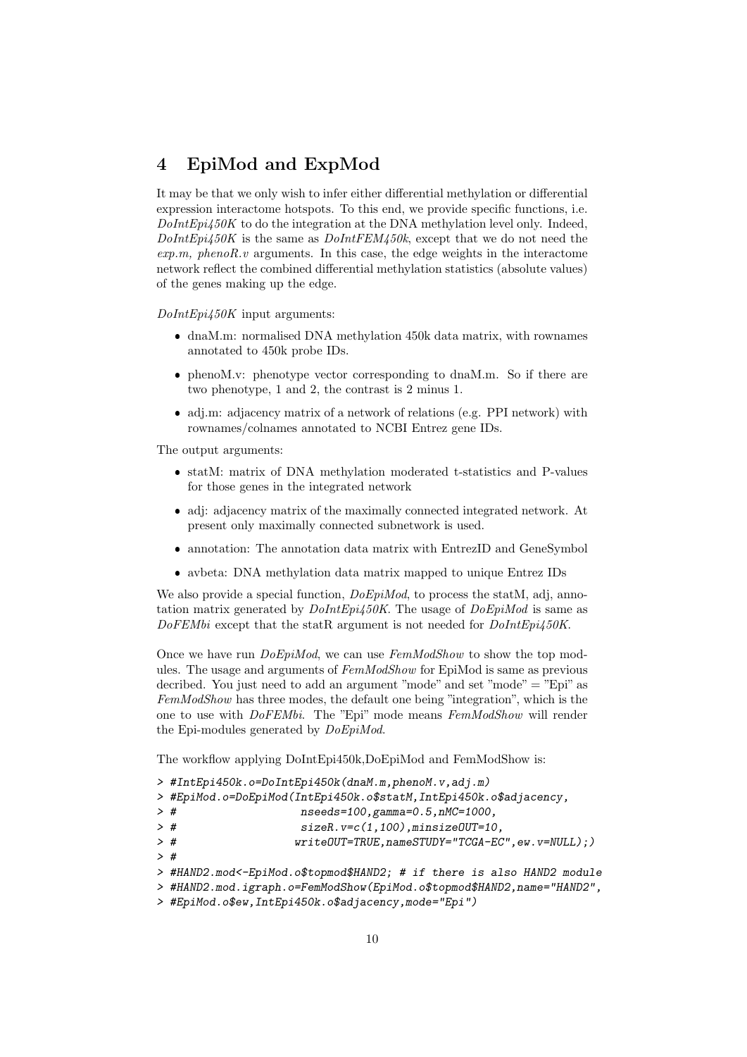## 4 EpiMod and ExpMod

It may be that we only wish to infer either differential methylation or differential expression interactome hotspots. To this end, we provide specific functions, i.e. *DoIntEpi450K* to do the integration at the DNA methylation level only. Indeed, *DoIntEpi450K* is the same as *DoIntFEM450k*, except that we do not need the *exp.m, phenoR.v* arguments. In this case, the edge weights in the interactome network reflect the combined differential methylation statistics (absolute values) of the genes making up the edge.

*DoIntEpi450K* input arguments:

- dnaM.m: normalised DNA methylation 450k data matrix, with rownames annotated to 450k probe IDs.
- phenoM.v: phenotype vector corresponding to dnaM.m. So if there are two phenotype, 1 and 2, the contrast is 2 minus 1.
- adj.m: adjacency matrix of a network of relations (e.g. PPI network) with rownames/colnames annotated to NCBI Entrez gene IDs.

The output arguments:

- statM: matrix of DNA methylation moderated t-statistics and P-values for those genes in the integrated network
- adj: adjacency matrix of the maximally connected integrated network. At present only maximally connected subnetwork is used.
- annotation: The annotation data matrix with EntrezID and GeneSymbol
- avbeta: DNA methylation data matrix mapped to unique Entrez IDs

We also provide a special function, *DoEpiMod*, to process the statM, adj, annotation matrix generated by *DoIntEpi450K*. The usage of *DoEpiMod* is same as *DoFEMbi* except that the statR argument is not needed for *DoIntEpi450K*.

Once we have run *DoEpiMod*, we can use *FemModShow* to show the top modules. The usage and arguments of *FemModShow* for EpiMod is same as previous decribed. You just need to add an argument "mode" and set "mode" = "Epi" as *FemModShow* has three modes, the default one being "integration", which is the one to use with *DoFEMbi*. The "Epi" mode means *FemModShow* will render the Epi-modules generated by *DoEpiMod*.

The workflow applying DoIntEpi450k,DoEpiMod and FemModShow is:

```
> #IntEpi450k.o=DoIntEpi450k(dnaM.m,phenoM.v,adj.m)
> #EpiMod.o=DoEpiMod(IntEpi450k.o$statM,IntEpi450k.o$adjacency,
> #                  nseeds=100,gamma=0.5,nMC=1000,
> #                  sizeR.v=c(1,100),minsizeOUT=10,
> #                 writeOUT=TRUE,nameSTUDY="TCGA-EC",ew.v=NULL);)
> #
> #HAND2.mod<-EpiMod.o$topmod$HAND2; # if there is also HAND2 module
> #HAND2.mod.igraph.o=FemModShow(EpiMod.o$topmod$HAND2,name="HAND2",
> #EpiMod.o$ew,IntEpi450k.o$adjacency,mode="Epi")
```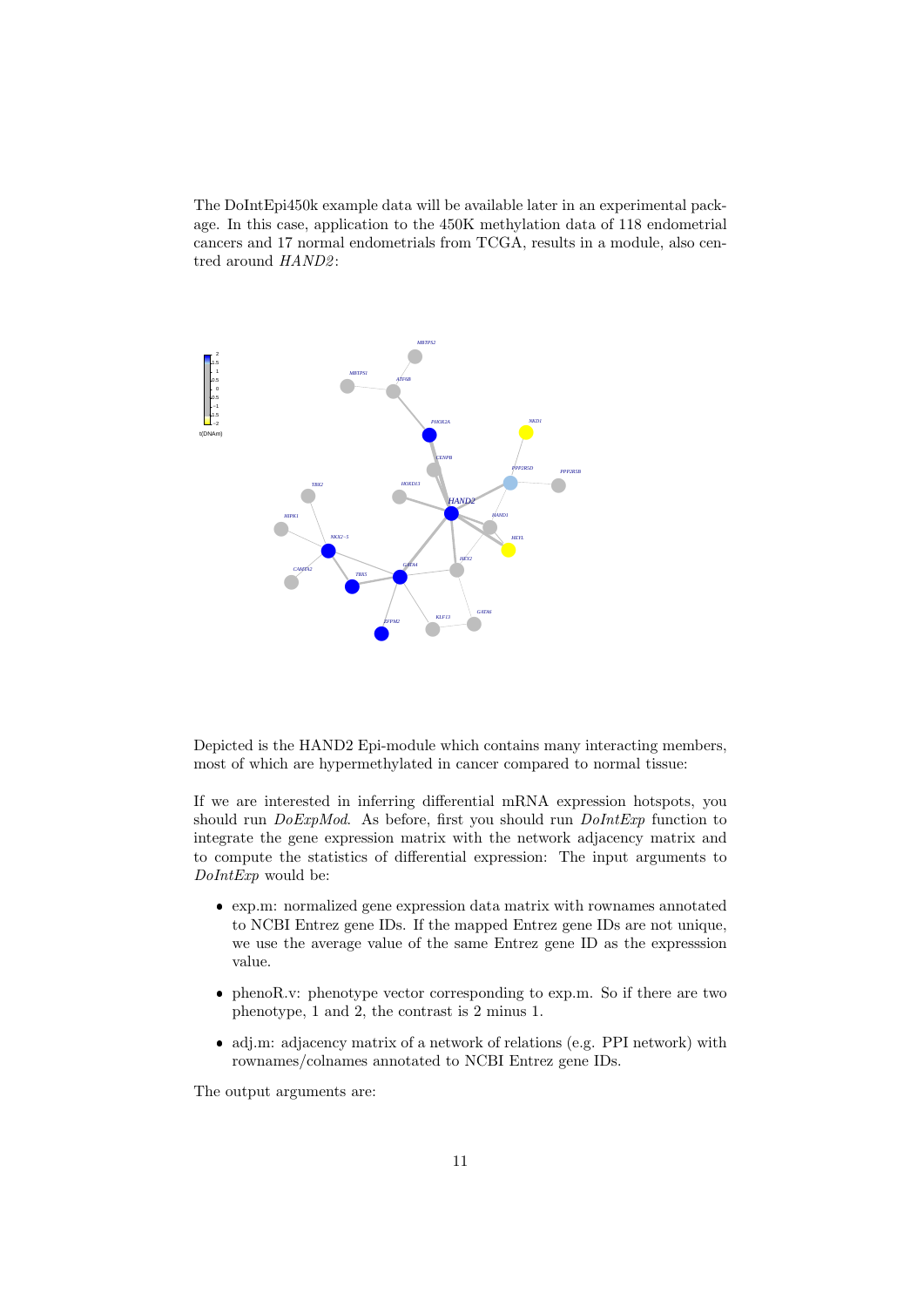The DoIntEpi450k example data will be available later in an experimental package. In this case, application to the 450K methylation data of 118 endometrial cancers and 17 normal endometrials from TCGA, results in a module, also centred around *HAND2*:

Depicted is the HAND2 Epi-module which contains many interacting members, most of which are hypermethylated in cancer compared to normal tissue:

If we are interested in inferring differential mRNA expression hotspots, you should run *DoExpMod*. As before, first you should run *DoIntExp* function to integrate the gene expression matrix with the network adjacency matrix and to compute the statistics of differential expression: The input arguments to *DoIntExp* would be:

- exp.m: normalized gene expression data matrix with rownames annotated to NCBI Entrez gene IDs. If the mapped Entrez gene IDs are not unique, we use the average value of the same Entrez gene ID as the expresssion value.
- phenoR.v: phenotype vector corresponding to exp.m. So if there are two phenotype, 1 and 2, the contrast is 2 minus 1.
- adj.m: adjacency matrix of a network of relations (e.g. PPI network) with rownames/colnames annotated to NCBI Entrez gene IDs.

The output arguments are: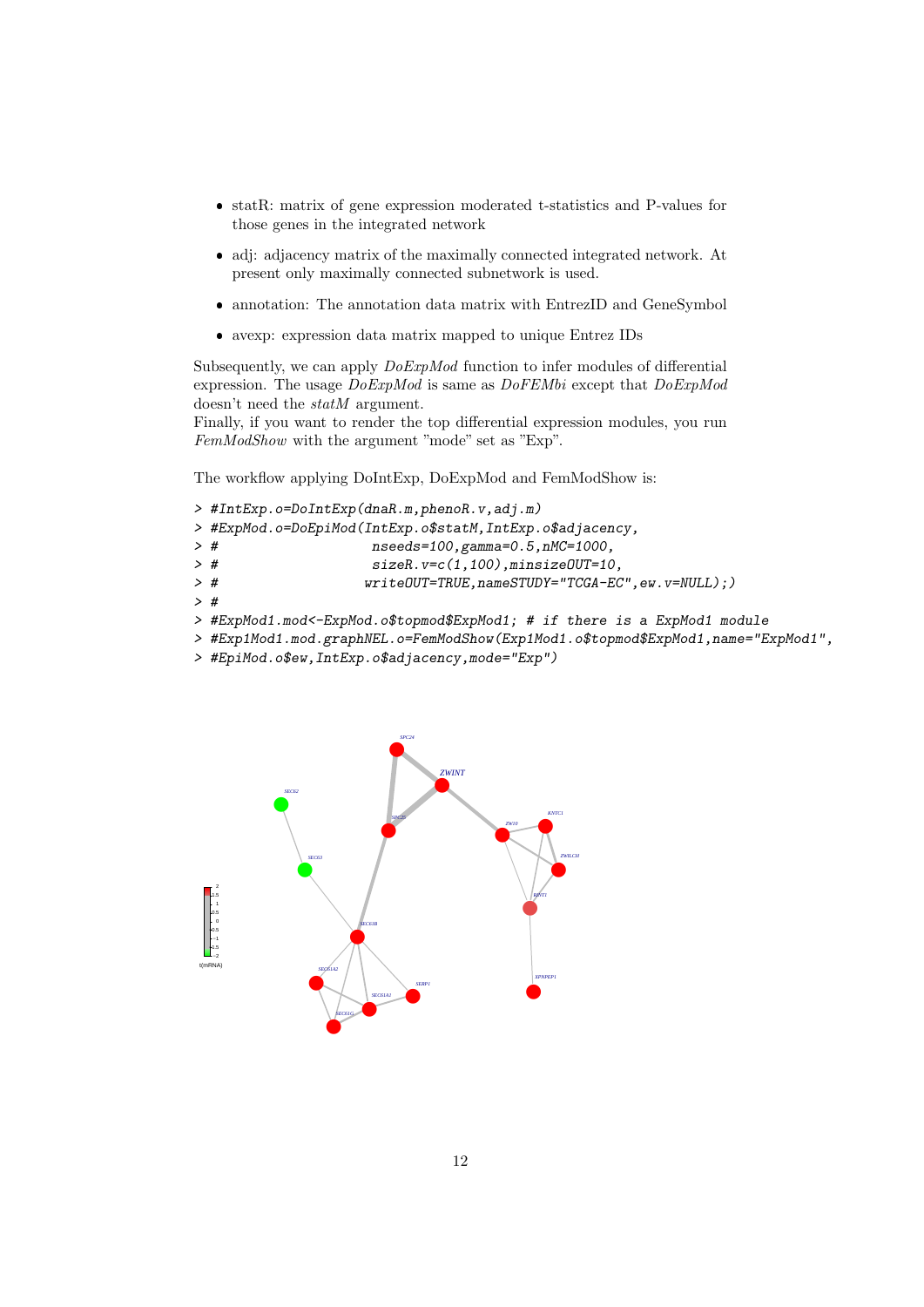- statR: matrix of gene expression moderated t-statistics and P-values for those genes in the integrated network
- adj: adjacency matrix of the maximally connected integrated network. At present only maximally connected subnetwork is used.
- annotation: The annotation data matrix with EntrezID and GeneSymbol
- avexp: expression data matrix mapped to unique Entrez IDs

Subsequently, we can apply *DoExpMod* function to infer modules of differential expression. The usage *DoExpMod* is same as *DoFEMbi* except that *DoExpMod* doesn't need the *statM* argument.
Finally, if you want to render the top differential expression modules, you run *FemModShow* with the argument "mode" set as "Exp".

The workflow applying DoIntExp, DoExpMod and FemModShow is:

```
> #IntExp.o=DoIntExp(dnaR.m,phenoR.v,adj.m)
> #ExpMod.o=DoEpiMod(IntExp.o$statM,IntExp.o$adjacency,
> #                  nseeds=100,gamma=0.5,nMC=1000,
> #                  sizeR.v=c(1,100),minsizeOUT=10,
> #                 writeOUT=TRUE,nameSTUDY="TCGA-EC",ew.v=NULL);)
> #
> #ExpMod1.mod<-ExpMod.o$topmod$ExpMod1; # if there is a ExpMod1 module
> #Exp1Mod1.mod.graphNEL.o=FemModShow(Exp1Mod1.o$topmod$ExpMod1,name="ExpMod1",
> #EpiMod.o$ew,IntExp.o$adjacency,mode="Exp")
```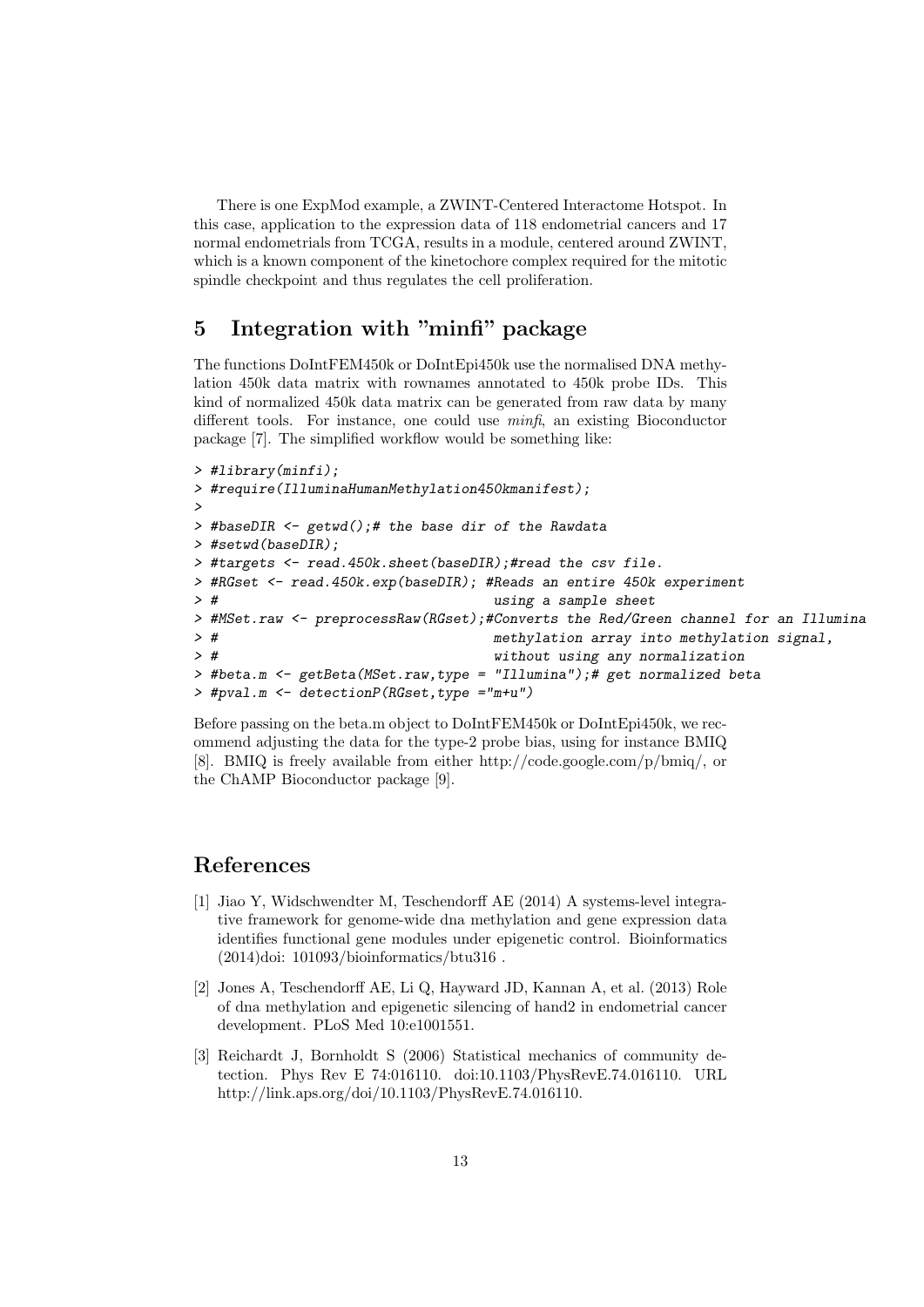There is one ExpMod example, a ZWINT-Centered Interactome Hotspot. In this case, application to the expression data of 118 endometrial cancers and 17 normal endometrials from TCGA, results in a module, centered around ZWINT, which is a known component of the kinetochore complex required for the mitotic spindle checkpoint and thus regulates the cell proliferation.

## 5 Integration with "minfi" package

The functions DoIntFEM450k or DoIntEpi450k use the normalised DNA methylation 450k data matrix with rownames annotated to 450k probe IDs. This kind of normalized 450k data matrix can be generated from raw data by many different tools. For instance, one could use *minfi*, an existing Bioconductor package [7]. The simplified workflow would be something like:

```
> #library(minfi);
> #require(IlluminaHumanMethylation450kmanifest);
>
> #baseDIR <- getwd();# the base dir of the Rawdata
> #setwd(baseDIR);
> #targets <- read.450k.sheet(baseDIR);#read the csv file.
> #RGset <- read.450k.exp(baseDIR); #Reads an entire 450k experiment
> #                                   using a sample sheet
> #MSet.raw <- preprocessRaw(RGset);#Converts the Red/Green channel for an Illumina
> #                                   methylation array into methylation signal,
> #                                   without using any normalization
> #beta.m <- getBeta(MSet.raw,type = "Illumina");# get normalized beta
> #pval.m <- detectionP(RGset,type ="m+u")
```

Before passing on the beta.m object to DoIntFEM450k or DoIntEpi450k, we recommend adjusting the data for the type-2 probe bias, using for instance BMIQ [8]. BMIQ is freely available from either http://code.google.com/p/bmiq/, or the ChAMP Bioconductor package [9].

## References

[1] Jiao Y, Widschwendter M, Teschendorff AE (2014) A systems-level integrative framework for genome-wide dna methylation and gene expression data identifies functional gene modules under epigenetic control. Bioinformatics (2014)doi: 101093/bioinformatics/btu316 .

[2] Jones A, Teschendorff AE, Li Q, Hayward JD, Kannan A, et al. (2013) Role of dna methylation and epigenetic silencing of hand2 in endometrial cancer development. PLoS Med 10:e1001551.

[3] Reichardt J, Bornholdt S (2006) Statistical mechanics of community detection. Phys Rev E 74:016110. doi:10.1103/PhysRevE.74.016110. URL http://link.aps.org/doi/10.1103/PhysRevE.74.016110.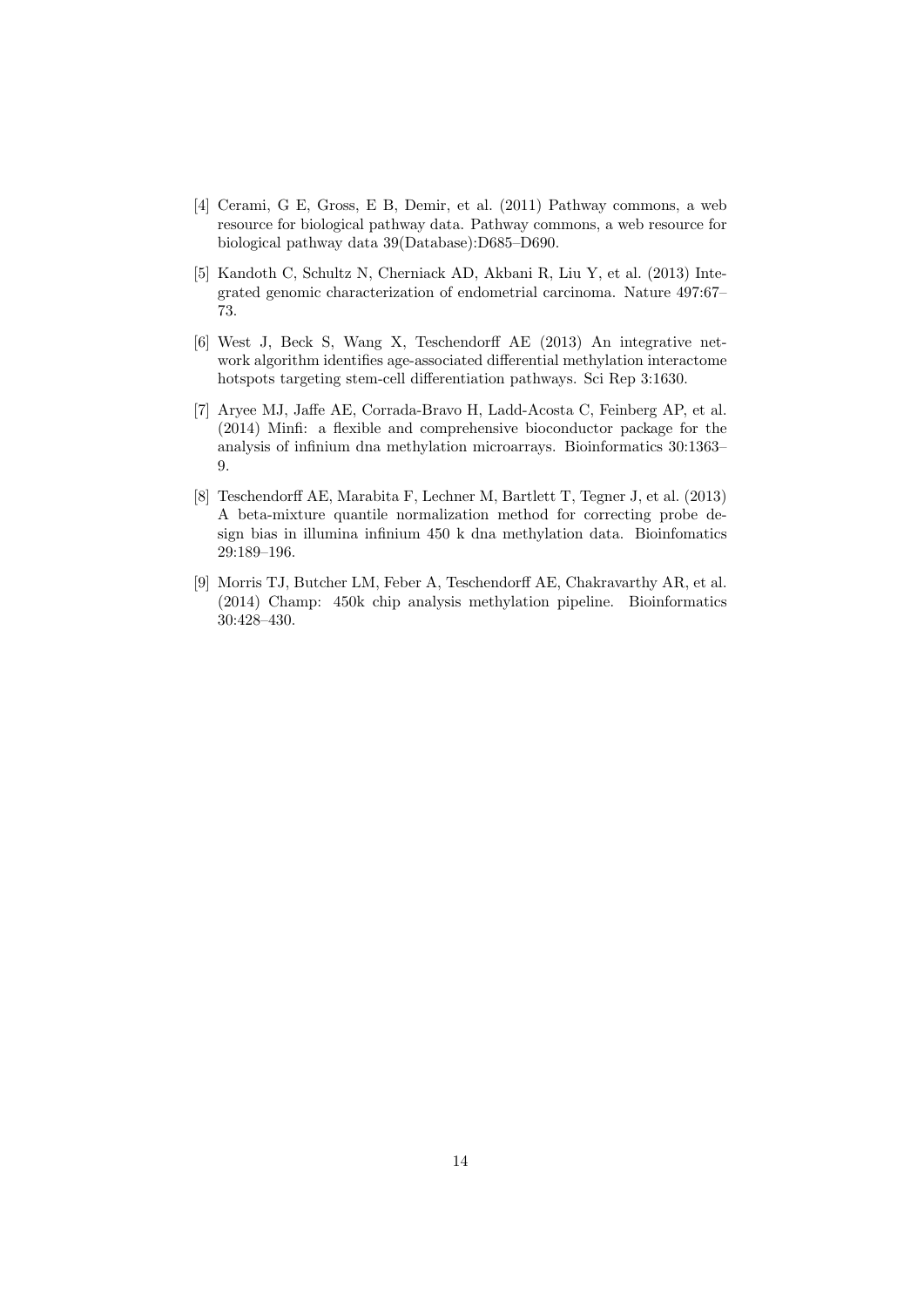[4] Cerami, G E, Gross, E B, Demir, et al. (2011) Pathway commons, a web resource for biological pathway data. Pathway commons, a web resource for biological pathway data 39(Database):D685–D690.

[5] Kandoth C, Schultz N, Cherniack AD, Akbani R, Liu Y, et al. (2013) Integrated genomic characterization of endometrial carcinoma. Nature 497:67–73.

[6] West J, Beck S, Wang X, Teschendorff AE (2013) An integrative network algorithm identifies age-associated differential methylation interactome hotspots targeting stem-cell differentiation pathways. Sci Rep 3:1630.

[7] Aryee MJ, Jaffe AE, Corrada-Bravo H, Ladd-Acosta C, Feinberg AP, et al. (2014) Minfi: a flexible and comprehensive bioconductor package for the analysis of infinium dna methylation microarrays. Bioinformatics 30:1363–9.

[8] Teschendorff AE, Marabita F, Lechner M, Bartlett T, Tegner J, et al. (2013) A beta-mixture quantile normalization method for correcting probe design bias in illumina infinium 450 k dna methylation data. Bioinfomatics 29:189–196.

[9] Morris TJ, Butcher LM, Feber A, Teschendorff AE, Chakravarthy AR, et al. (2014) Champ: 450k chip analysis methylation pipeline. Bioinformatics 30:428–430.